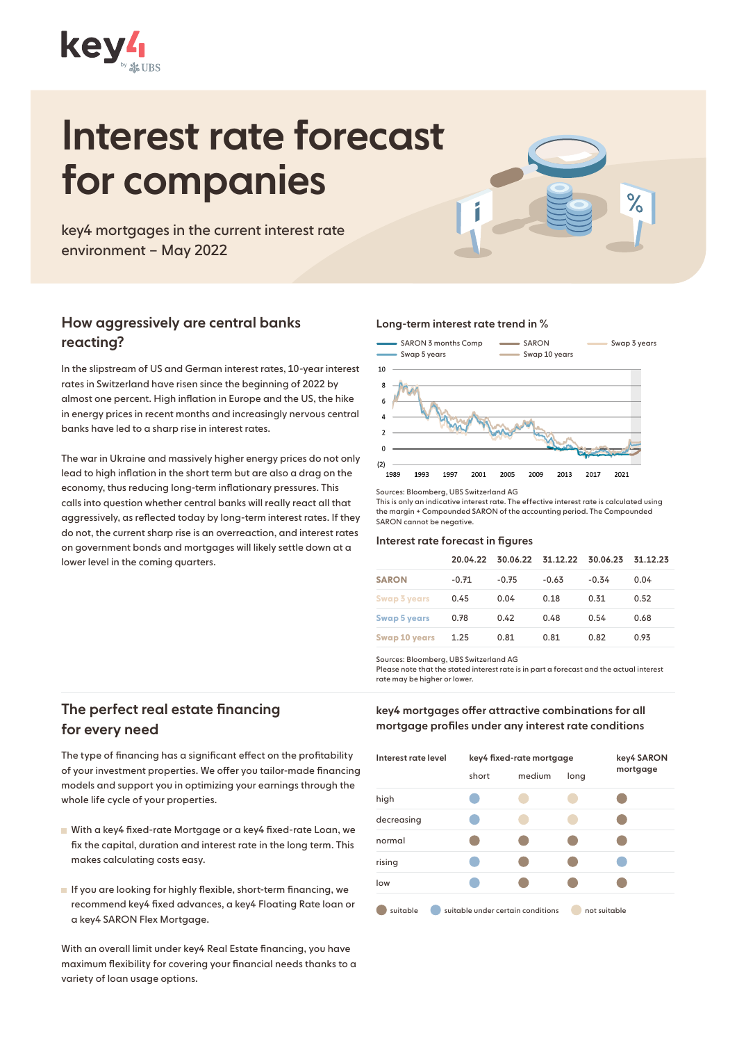# Interest rate forecast for companies

key4 mortgages in the current interest rate environment – May 2022

## How aggressively are central banks reacting?

In the slipstream of US and German interest rates, 10-year interest rates in Switzerland have risen since the beginning of 2022 by almost one percent. High inflation in Europe and the US, the hike in energy prices in recent months and increasingly nervous central banks have led to a sharp rise in interest rates.

The war in Ukraine and massively higher energy prices do not only lead to high inflation in the short term but are also a drag on the economy, thus reducing long-term inflationary pressures. This calls into question whether central banks will really react all that aggressively, as reflected today by long-term interest rates. If they do not, the current sharp rise is an overreaction, and interest rates on government bonds and mortgages will likely settle down at a lower level in the coming quarters.

### Long-term interest rate trend in %

Sources: Bloomberg, UBS Switzerland AG
This is only an indicative interest rate. The effective interest rate is calculated using the margin + Compounded SARON of the accounting period. The Compounded SARON cannot be negative.

### Interest rate forecast in figures

| | 20.04.22 | 30.06.22 | 31.12.22 | 30.06.23 | 31.12.23 |
|---|---|---|---|---|---|
| SARON | -0.71 | -0.75 | -0.63 | -0.34 | 0.04 |
| Swap 3 years | 0.45 | 0.04 | 0.18 | 0.31 | 0.52 |
| Swap 5 years | 0.78 | 0.42 | 0.48 | 0.54 | 0.68 |
| Swap 10 years | 1.25 | 0.81 | 0.81 | 0.82 | 0.93 |

Sources: Bloomberg, UBS Switzerland AG
Please note that the stated interest rate is in part a forecast and the actual interest rate may be higher or lower.

## The perfect real estate financing for every need

The type of financing has a significant effect on the profitability of your investment properties. We offer you tailor-made financing models and support you in optimizing your earnings through the whole life cycle of your properties.

- With a key4 fixed-rate Mortgage or a key4 fixed-rate Loan, we fix the capital, duration and interest rate in the long term. This makes calculating costs easy.
- If you are looking for highly flexible, short-term financing, we recommend key4 fixed advances, a key4 Floating Rate loan or a key4 SARON Flex Mortgage.

With an overall limit under key4 Real Estate financing, you have maximum flexibility for covering your financial needs thanks to a variety of loan usage options.

### key4 mortgages offer attractive combinations for all mortgage profiles under any interest rate conditions

| Interest rate level | key4 fixed-rate mortgage | | | key4 SARON mortgage |
|---|---|---|---|---|
| | short | medium | long | |
| high | suitable under certain conditions | not suitable | not suitable | suitable |
| decreasing | suitable under certain conditions | not suitable | not suitable | suitable |
| normal | suitable | suitable | suitable | suitable |
| rising | suitable under certain conditions | suitable | suitable | suitable under certain conditions |
| low | suitable under certain conditions | suitable | suitable | suitable |

Legend: suitable · suitable under certain conditions · not suitable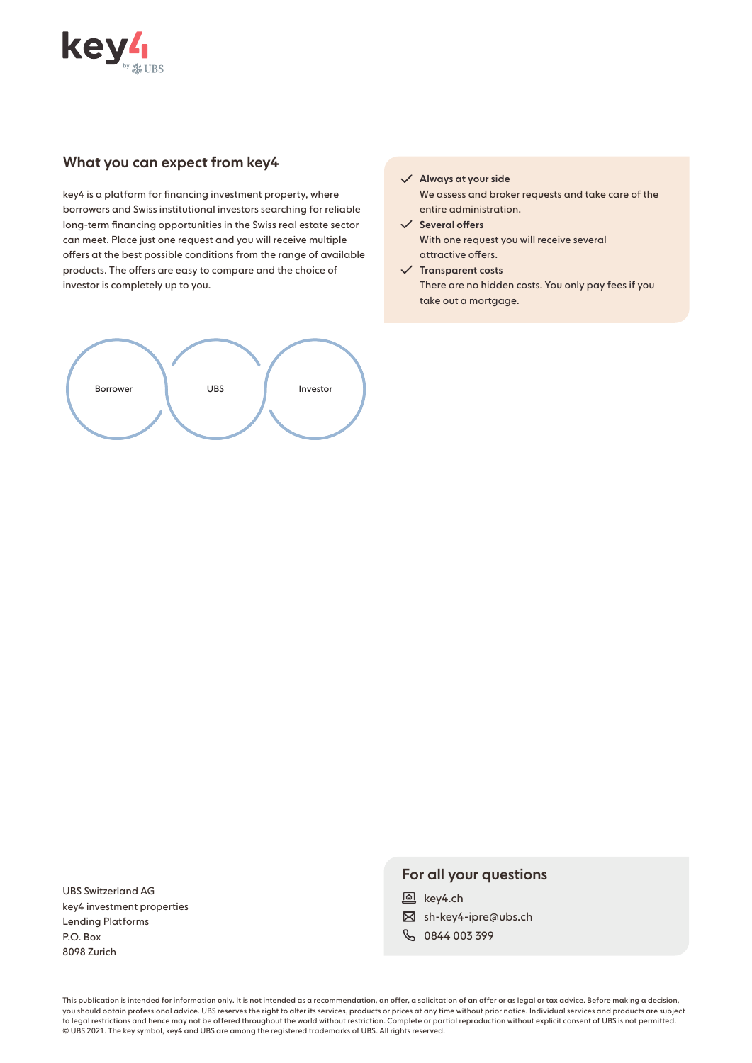## What you can expect from key4

key4 is a platform for financing investment property, where borrowers and Swiss institutional investors searching for reliable long-term financing opportunities in the Swiss real estate sector can meet. Place just one request and you will receive multiple offers at the best possible conditions from the range of available products. The offers are easy to compare and the choice of investor is completely up to you.

- **Always at your side**
  We assess and broker requests and take care of the entire administration.
- **Several offers**
  With one request you will receive several attractive offers.
- **Transparent costs**
  There are no hidden costs. You only pay fees if you take out a mortgage.

Borrower

UBS

Investor

UBS Switzerland AG
key4 investment properties
Lending Platforms
P.O. Box
8098 Zurich

## For all your questions

- key4.ch
- sh-key4-ipre@ubs.ch
- 0844 003 399

This publication is intended for information only. It is not intended as a recommendation, an offer, a solicitation of an offer or as legal or tax advice. Before making a decision, you should obtain professional advice. UBS reserves the right to alter its services, products or prices at any time without prior notice. Individual services and products are subject to legal restrictions and hence may not be offered throughout the world without restriction. Complete or partial reproduction without explicit consent of UBS is not permitted. © UBS 2021. The key symbol, key4 and UBS are among the registered trademarks of UBS. All rights reserved.